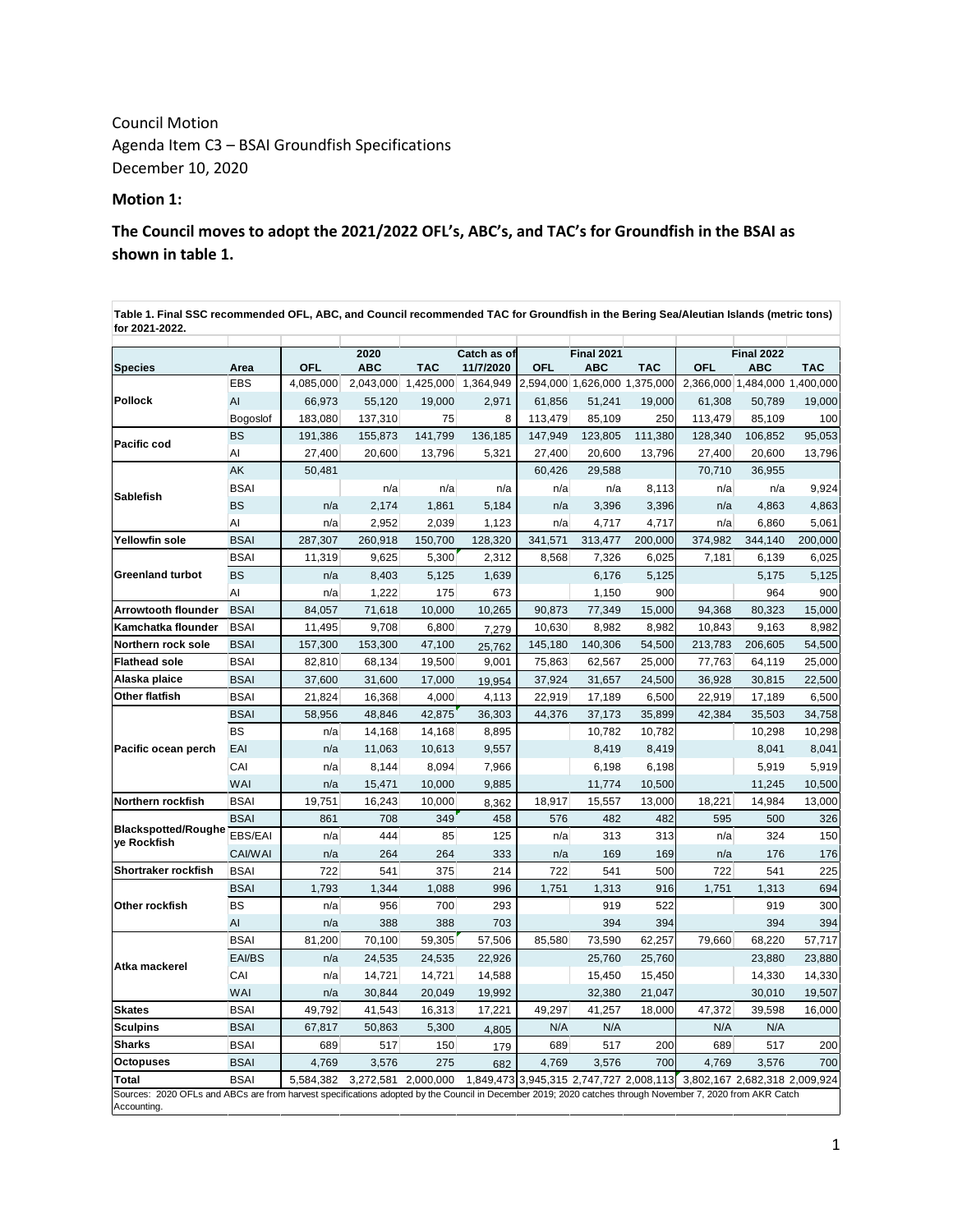Council Motion
Agenda Item C3 – BSAI Groundfish Specifications
December 10, 2020

**Motion 1:**

**The Council moves to adopt the 2021/2022 OFL's, ABC's, and TAC's for Groundfish in the BSAI as shown in table 1.**

**Table 1. Final SSC recommended OFL, ABC, and Council recommended TAC for Groundfish in the Bering Sea/Aleutian Islands (metric tons) for 2021-2022.**

| Species | Area | 2020 OFL | 2020 ABC | 2020 TAC | Catch as of 11/7/2020 | Final 2021 OFL | Final 2021 ABC | Final 2021 TAC | Final 2022 OFL | Final 2022 ABC | Final 2022 TAC |
|---|---|---|---|---|---|---|---|---|---|---|---|
| Pollock | EBS | 4,085,000 | 2,043,000 | 1,425,000 | 1,364,949 | 2,594,000 | 1,626,000 | 1,375,000 | 2,366,000 | 1,484,000 | 1,400,000 |
| | AI | 66,973 | 55,120 | 19,000 | 2,971 | 61,856 | 51,241 | 19,000 | 61,308 | 50,789 | 19,000 |
| | Bogoslof | 183,080 | 137,310 | 75 | 8 | 113,479 | 85,109 | 250 | 113,479 | 85,109 | 100 |
| Pacific cod | BS | 191,386 | 155,873 | 141,799 | 136,185 | 147,949 | 123,805 | 111,380 | 128,340 | 106,852 | 95,053 |
| | AI | 27,400 | 20,600 | 13,796 | 5,321 | 27,400 | 20,600 | 13,796 | 27,400 | 20,600 | 13,796 |
| Sablefish | AK | 50,481 | | | | 60,426 | 29,588 | | 70,710 | 36,955 | |
| | BSAI | | n/a | n/a | n/a | n/a | n/a | 8,113 | n/a | n/a | 9,924 |
| | BS | n/a | 2,174 | 1,861 | 5,184 | n/a | 3,396 | 3,396 | n/a | 4,863 | 4,863 |
| | AI | n/a | 2,952 | 2,039 | 1,123 | n/a | 4,717 | 4,717 | n/a | 6,860 | 5,061 |
| Yellowfin sole | BSAI | 287,307 | 260,918 | 150,700 | 128,320 | 341,571 | 313,477 | 200,000 | 374,982 | 344,140 | 200,000 |
| Greenland turbot | BSAI | 11,319 | 9,625 | 5,300 | 2,312 | 8,568 | 7,326 | 6,025 | 7,181 | 6,139 | 6,025 |
| | BS | n/a | 8,403 | 5,125 | 1,639 | | 6,176 | 5,125 | | 5,175 | 5,125 |
| | AI | n/a | 1,222 | 175 | 673 | | 1,150 | 900 | | 964 | 900 |
| Arrowtooth flounder | BSAI | 84,057 | 71,618 | 10,000 | 10,265 | 90,873 | 77,349 | 15,000 | 94,368 | 80,323 | 15,000 |
| Kamchatka flounder | BSAI | 11,495 | 9,708 | 6,800 | 7,279 | 10,630 | 8,982 | 8,982 | 10,843 | 9,163 | 8,982 |
| Northern rock sole | BSAI | 157,300 | 153,300 | 47,100 | 25,762 | 145,180 | 140,306 | 54,500 | 213,783 | 206,605 | 54,500 |
| Flathead sole | BSAI | 82,810 | 68,134 | 19,500 | 9,001 | 75,863 | 62,567 | 25,000 | 77,763 | 64,119 | 25,000 |
| Alaska plaice | BSAI | 37,600 | 31,600 | 17,000 | 19,954 | 37,924 | 31,657 | 24,500 | 36,928 | 30,815 | 22,500 |
| Other flatfish | BSAI | 21,824 | 16,368 | 4,000 | 4,113 | 22,919 | 17,189 | 6,500 | 22,919 | 17,189 | 6,500 |
| Pacific ocean perch | BSAI | 58,956 | 48,846 | 42,875 | 36,303 | 44,376 | 37,173 | 35,899 | 42,384 | 35,503 | 34,758 |
| | BS | n/a | 14,168 | 14,168 | 8,895 | | 10,782 | 10,782 | | 10,298 | 10,298 |
| | EAI | n/a | 11,063 | 10,613 | 9,557 | | 8,419 | 8,419 | | 8,041 | 8,041 |
| | CAI | n/a | 8,144 | 8,094 | 7,966 | | 6,198 | 6,198 | | 5,919 | 5,919 |
| | WAI | n/a | 15,471 | 10,000 | 9,885 | | 11,774 | 10,500 | | 11,245 | 10,500 |
| Northern rockfish | BSAI | 19,751 | 16,243 | 10,000 | 8,362 | 18,917 | 15,557 | 13,000 | 18,221 | 14,984 | 13,000 |
| Blackspotted/Rougheye Rockfish | BSAI | 861 | 708 | 349 | 458 | 576 | 482 | 482 | 595 | 500 | 326 |
| | EBS/EAI | n/a | 444 | 85 | 125 | n/a | 313 | 313 | n/a | 324 | 150 |
| | CAI/WAI | n/a | 264 | 264 | 333 | n/a | 169 | 169 | n/a | 176 | 176 |
| Shortraker rockfish | BSAI | 722 | 541 | 375 | 214 | 722 | 541 | 500 | 722 | 541 | 225 |
| Other rockfish | BSAI | 1,793 | 1,344 | 1,088 | 996 | 1,751 | 1,313 | 916 | 1,751 | 1,313 | 694 |
| | BS | n/a | 956 | 700 | 293 | | 919 | 522 | | 919 | 300 |
| | AI | n/a | 388 | 388 | 703 | | 394 | 394 | | 394 | 394 |
| Atka mackerel | BSAI | 81,200 | 70,100 | 59,305 | 57,506 | 85,580 | 73,590 | 62,257 | 79,660 | 68,220 | 57,717 |
| | EAI/BS | n/a | 24,535 | 24,535 | 22,926 | | 25,760 | 25,760 | | 23,880 | 23,880 |
| | CAI | n/a | 14,721 | 14,721 | 14,588 | | 15,450 | 15,450 | | 14,330 | 14,330 |
| | WAI | n/a | 30,844 | 20,049 | 19,992 | | 32,380 | 21,047 | | 30,010 | 19,507 |
| Skates | BSAI | 49,792 | 41,543 | 16,313 | 17,221 | 49,297 | 41,257 | 18,000 | 47,372 | 39,598 | 16,000 |
| Sculpins | BSAI | 67,817 | 50,863 | 5,300 | 4,805 | N/A | N/A | | N/A | N/A | |
| Sharks | BSAI | 689 | 517 | 150 | 179 | 689 | 517 | 200 | 689 | 517 | 200 |
| Octopuses | BSAI | 4,769 | 3,576 | 275 | 682 | 4,769 | 3,576 | 700 | 4,769 | 3,576 | 700 |
| Total | BSAI | 5,584,382 | 3,272,581 | 2,000,000 | 1,849,473 | 3,945,315 | 2,747,727 | 2,008,113 | 3,802,167 | 2,682,318 | 2,009,924 |

Sources: 2020 OFLs and ABCs are from harvest specifications adopted by the Council in December 2019; 2020 catches through November 7, 2020 from AKR Catch Accounting.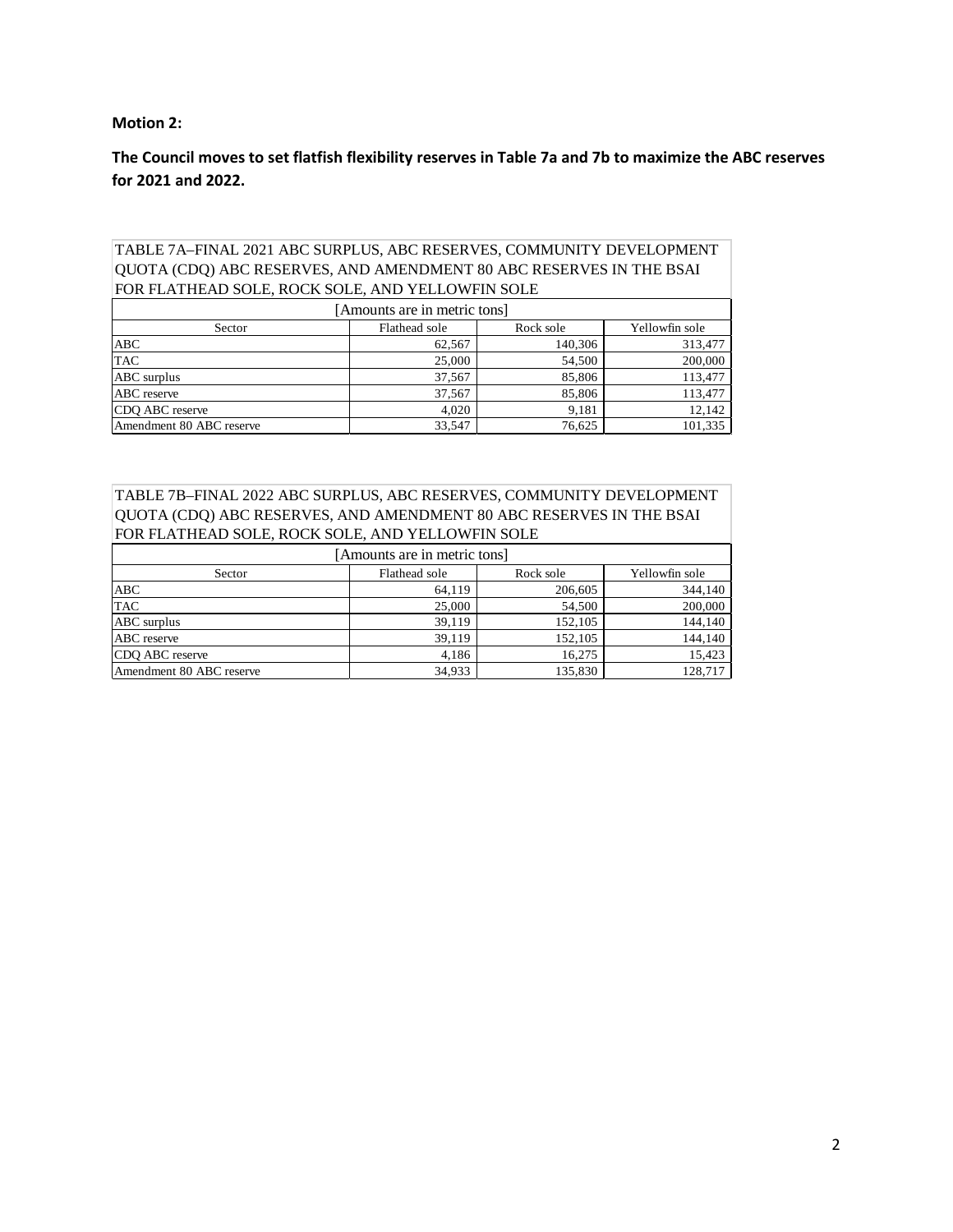**Motion 2:**

**The Council moves to set flatfish flexibility reserves in Table 7a and 7b to maximize the ABC reserves for 2021 and 2022.**

TABLE 7A–FINAL 2021 ABC SURPLUS, ABC RESERVES, COMMUNITY DEVELOPMENT QUOTA (CDQ) ABC RESERVES, AND AMENDMENT 80 ABC RESERVES IN THE BSAI FOR FLATHEAD SOLE, ROCK SOLE, AND YELLOWFIN SOLE

[Amounts are in metric tons]

| Sector | Flathead sole | Rock sole | Yellowfin sole |
|---|---|---|---|
| ABC | 62,567 | 140,306 | 313,477 |
| TAC | 25,000 | 54,500 | 200,000 |
| ABC surplus | 37,567 | 85,806 | 113,477 |
| ABC reserve | 37,567 | 85,806 | 113,477 |
| CDQ ABC reserve | 4,020 | 9,181 | 12,142 |
| Amendment 80 ABC reserve | 33,547 | 76,625 | 101,335 |

TABLE 7B–FINAL 2022 ABC SURPLUS, ABC RESERVES, COMMUNITY DEVELOPMENT QUOTA (CDQ) ABC RESERVES, AND AMENDMENT 80 ABC RESERVES IN THE BSAI FOR FLATHEAD SOLE, ROCK SOLE, AND YELLOWFIN SOLE

[Amounts are in metric tons]

| Sector | Flathead sole | Rock sole | Yellowfin sole |
|---|---|---|---|
| ABC | 64,119 | 206,605 | 344,140 |
| TAC | 25,000 | 54,500 | 200,000 |
| ABC surplus | 39,119 | 152,105 | 144,140 |
| ABC reserve | 39,119 | 152,105 | 144,140 |
| CDQ ABC reserve | 4,186 | 16,275 | 15,423 |
| Amendment 80 ABC reserve | 34,933 | 135,830 | 128,717 |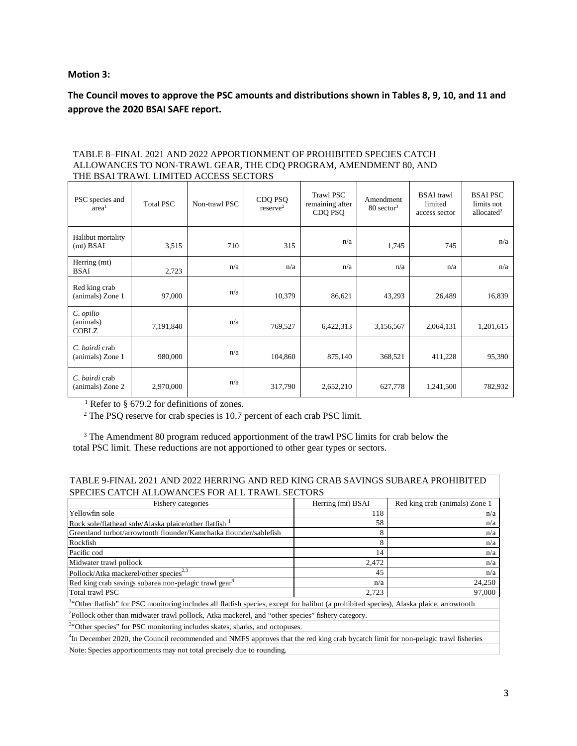**Motion 3:**

**The Council moves to approve the PSC amounts and distributions shown in Tables 8, 9, 10, and 11 and approve the 2020 BSAI SAFE report.**

TABLE 8–FINAL 2021 AND 2022 APPORTIONMENT OF PROHIBITED SPECIES CATCH ALLOWANCES TO NON-TRAWL GEAR, THE CDQ PROGRAM, AMENDMENT 80, AND THE BSAI TRAWL LIMITED ACCESS SECTORS

| PSC species and area[1] | Total PSC | Non-trawl PSC | CDQ PSQ reserve[2] | Trawl PSC remaining after CDQ PSQ | Amendment 80 sector[3] | BSAI trawl limited access sector | BSAI PSC limits not allocated[2] |
|---|---|---|---|---|---|---|---|
| Halibut mortality (mt) BSAI | 3,515 | 710 | 315 | n/a | 1,745 | 745 | n/a |
| Herring (mt) BSAI | 2,723 | n/a | n/a | n/a | n/a | n/a | n/a |
| Red king crab (animals) Zone 1 | 97,000 | n/a | 10,379 | 86,621 | 43,293 | 26,489 | 16,839 |
| *C. opilio* (animals) COBLZ | 7,191,840 | n/a | 769,527 | 6,422,313 | 3,156,567 | 2,064,131 | 1,201,615 |
| *C. bairdi* crab (animals) Zone 1 | 980,000 | n/a | 104,860 | 875,140 | 368,521 | 411,228 | 95,390 |
| *C. bairdi* crab (animals) Zone 2 | 2,970,000 | n/a | 317,790 | 2,652,210 | 627,778 | 1,241,500 | 782,932 |

[1] Refer to § 679.2 for definitions of zones.

[2] The PSQ reserve for crab species is 10.7 percent of each crab PSC limit.

[3] The Amendment 80 program reduced apportionment of the trawl PSC limits for crab below the total PSC limit. These reductions are not apportioned to other gear types or sectors.

TABLE 9-FINAL 2021 AND 2022 HERRING AND RED KING CRAB SAVINGS SUBAREA PROHIBITED SPECIES CATCH ALLOWANCES FOR ALL TRAWL SECTORS

| Fishery categories | Herring (mt) BSAI | Red king crab (animals) Zone 1 |
|---|---|---|
| Yellowfin sole | 118 | n/a |
| Rock sole/flathead sole/Alaska plaice/other flatfish [1] | 58 | n/a |
| Greenland turbot/arrowtooth flounder/Kamchatka flounder/sablefish | 8 | n/a |
| Rockfish | 8 | n/a |
| Pacific cod | 14 | n/a |
| Midwater trawl pollock | 2,472 | n/a |
| Pollock/Atka mackerel/other species[2,3] | 45 | n/a |
| Red king crab savings subarea non-pelagic trawl gear[4] | n/a | 24,250 |
| Total trawl PSC | 2,723 | 97,000 |

[1] "Other flatfish" for PSC monitoring includes all flatfish species, except for halibut (a prohibited species), Alaska plaice, arrowtooth

[2] Pollock other than midwater trawl pollock, Atka mackerel, and "other species" fishery category.

[3] "Other species" for PSC monitoring includes skates, sharks, and octopuses.

[4] In December 2020, the Council recommended and NMFS approves that the red king crab bycatch limit for non-pelagic trawl fisheries

Note: Species apportionments may not total precisely due to rounding.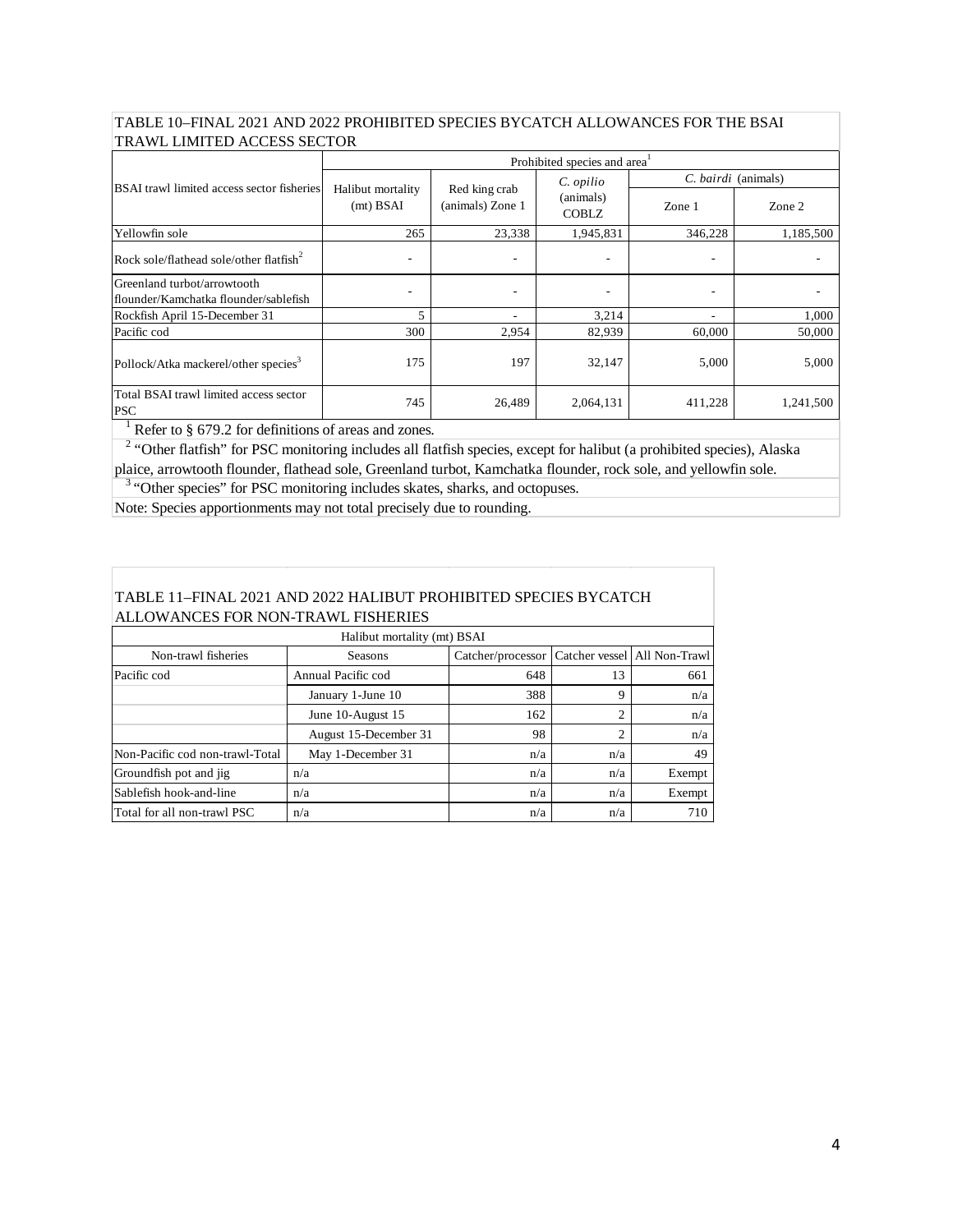TABLE 10–FINAL 2021 AND 2022 PROHIBITED SPECIES BYCATCH ALLOWANCES FOR THE BSAI TRAWL LIMITED ACCESS SECTOR

| BSAI trawl limited access sector fisheries | Prohibited species and area[1] | | | | |
|---|---|---|---|---|---|
| | Halibut mortality (mt) BSAI | Red king crab (animals) Zone 1 | *C. opilio* (animals) COBLZ | *C. bairdi* (animals) | |
| | | | | Zone 1 | Zone 2 |
| Yellowfin sole | 265 | 23,338 | 1,945,831 | 346,228 | 1,185,500 |
| Rock sole/flathead sole/other flatfish[2] | - | - | - | - | - |
| Greenland turbot/arrowtooth flounder/Kamchatka flounder/sablefish | - | - | - | - | - |
| Rockfish April 15-December 31 | 5 | - | 3,214 | - | 1,000 |
| Pacific cod | 300 | 2,954 | 82,939 | 60,000 | 50,000 |
| Pollock/Atka mackerel/other species[3] | 175 | 197 | 32,147 | 5,000 | 5,000 |
| Total BSAI trawl limited access sector PSC | 745 | 26,489 | 2,064,131 | 411,228 | 1,241,500 |

[1] Refer to § 679.2 for definitions of areas and zones.

[2] "Other flatfish" for PSC monitoring includes all flatfish species, except for halibut (a prohibited species), Alaska plaice, arrowtooth flounder, flathead sole, Greenland turbot, Kamchatka flounder, rock sole, and yellowfin sole.

[3] "Other species" for PSC monitoring includes skates, sharks, and octopuses.

Note: Species apportionments may not total precisely due to rounding.

TABLE 11–FINAL 2021 AND 2022 HALIBUT PROHIBITED SPECIES BYCATCH ALLOWANCES FOR NON-TRAWL FISHERIES

| Halibut mortality (mt) BSAI | | | | |
|---|---|---|---|---|
| Non-trawl fisheries | Seasons | Catcher/processor | Catcher vessel | All Non-Trawl |
| Pacific cod | Annual Pacific cod | 648 | 13 | 661 |
| | January 1-June 10 | 388 | 9 | n/a |
| | June 10-August 15 | 162 | 2 | n/a |
| | August 15-December 31 | 98 | 2 | n/a |
| Non-Pacific cod non-trawl-Total | May 1-December 31 | n/a | n/a | 49 |
| Groundfish pot and jig | n/a | n/a | n/a | Exempt |
| Sablefish hook-and-line | n/a | n/a | n/a | Exempt |
| Total for all non-trawl PSC | n/a | n/a | n/a | 710 |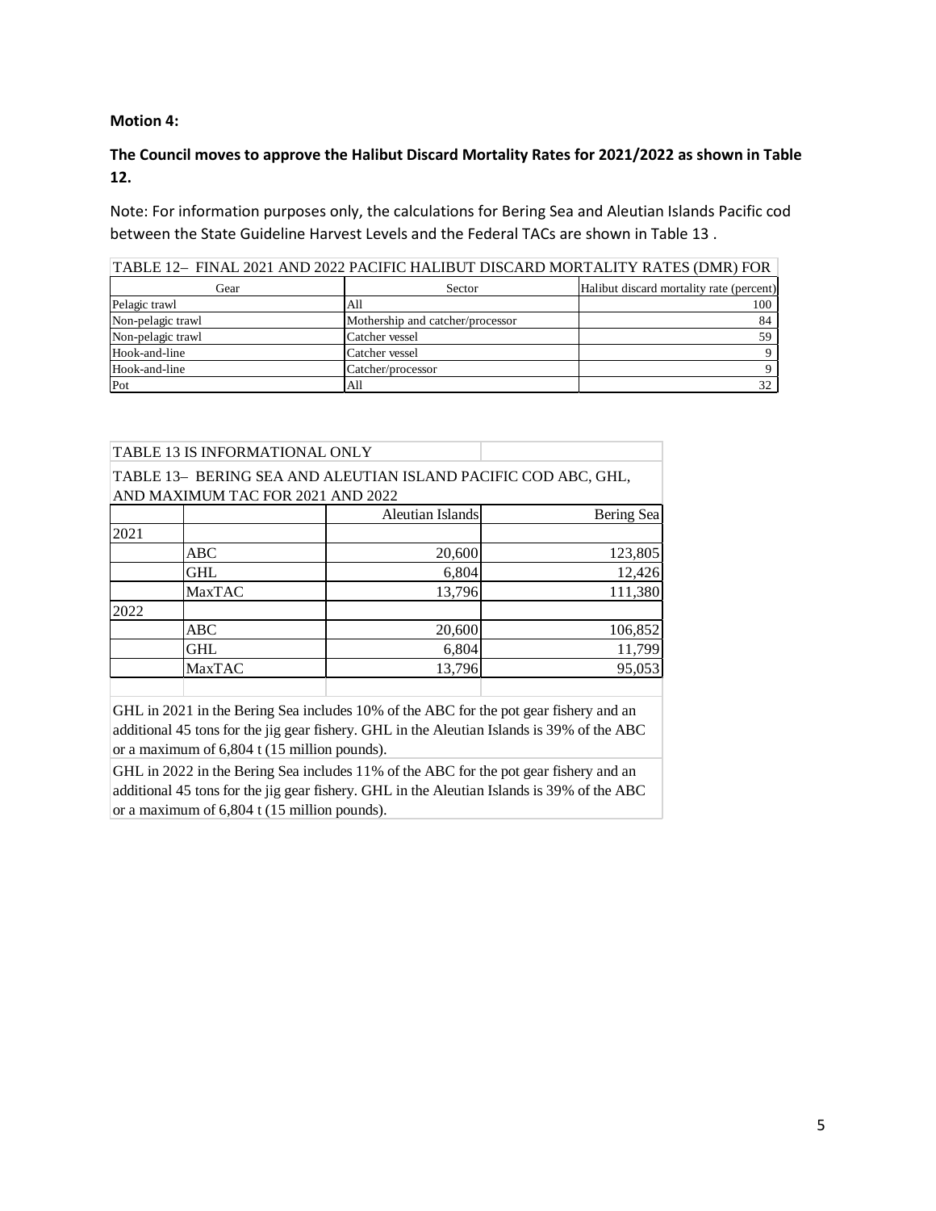**Motion 4:**

**The Council moves to approve the Halibut Discard Mortality Rates for 2021/2022 as shown in Table 12.**

Note: For information purposes only, the calculations for Bering Sea and Aleutian Islands Pacific cod between the State Guideline Harvest Levels and the Federal TACs are shown in Table 13 .

TABLE 12– FINAL 2021 AND 2022 PACIFIC HALIBUT DISCARD MORTALITY RATES (DMR) FOR

| Gear | Sector | Halibut discard mortality rate (percent) |
|---|---|---|
| Pelagic trawl | All | 100 |
| Non-pelagic trawl | Mothership and catcher/processor | 84 |
| Non-pelagic trawl | Catcher vessel | 59 |
| Hook-and-line | Catcher vessel | 9 |
| Hook-and-line | Catcher/processor | 9 |
| Pot | All | 32 |

TABLE 13 IS INFORMATIONAL ONLY

TABLE 13– BERING SEA AND ALEUTIAN ISLAND PACIFIC COD ABC, GHL, AND MAXIMUM TAC FOR 2021 AND 2022

| | | Aleutian Islands | Bering Sea |
|---|---|---|---|
| 2021 | | | |
| | ABC | 20,600 | 123,805 |
| | GHL | 6,804 | 12,426 |
| | MaxTAC | 13,796 | 111,380 |
| 2022 | | | |
| | ABC | 20,600 | 106,852 |
| | GHL | 6,804 | 11,799 |
| | MaxTAC | 13,796 | 95,053 |

GHL in 2021 in the Bering Sea includes 10% of the ABC for the pot gear fishery and an additional 45 tons for the jig gear fishery. GHL in the Aleutian Islands is 39% of the ABC or a maximum of 6,804 t (15 million pounds).

GHL in 2022 in the Bering Sea includes 11% of the ABC for the pot gear fishery and an additional 45 tons for the jig gear fishery. GHL in the Aleutian Islands is 39% of the ABC or a maximum of 6,804 t (15 million pounds).